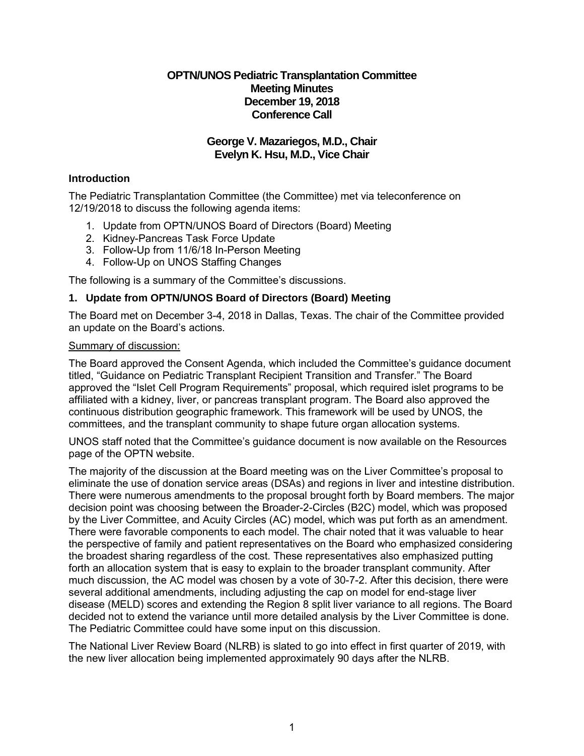# OPTN/UNOS Pediatric Transplantation Committee
# Meeting Minutes
# December 19, 2018
# Conference Call

## George V. Mazariegos, M.D., Chair
## Evelyn K. Hsu, M.D., Vice Chair

### Introduction

The Pediatric Transplantation Committee (the Committee) met via teleconference on 12/19/2018 to discuss the following agenda items:

1. Update from OPTN/UNOS Board of Directors (Board) Meeting
2. Kidney-Pancreas Task Force Update
3. Follow-Up from 11/6/18 In-Person Meeting
4. Follow-Up on UNOS Staffing Changes

The following is a summary of the Committee's discussions.

### 1. Update from OPTN/UNOS Board of Directors (Board) Meeting

The Board met on December 3-4, 2018 in Dallas, Texas. The chair of the Committee provided an update on the Board's actions.

Summary of discussion:

The Board approved the Consent Agenda, which included the Committee's guidance document titled, "Guidance on Pediatric Transplant Recipient Transition and Transfer." The Board approved the "Islet Cell Program Requirements" proposal, which required islet programs to be affiliated with a kidney, liver, or pancreas transplant program. The Board also approved the continuous distribution geographic framework. This framework will be used by UNOS, the committees, and the transplant community to shape future organ allocation systems.

UNOS staff noted that the Committee's guidance document is now available on the Resources page of the OPTN website.

The majority of the discussion at the Board meeting was on the Liver Committee's proposal to eliminate the use of donation service areas (DSAs) and regions in liver and intestine distribution. There were numerous amendments to the proposal brought forth by Board members. The major decision point was choosing between the Broader-2-Circles (B2C) model, which was proposed by the Liver Committee, and Acuity Circles (AC) model, which was put forth as an amendment. There were favorable components to each model. The chair noted that it was valuable to hear the perspective of family and patient representatives on the Board who emphasized considering the broadest sharing regardless of the cost. These representatives also emphasized putting forth an allocation system that is easy to explain to the broader transplant community. After much discussion, the AC model was chosen by a vote of 30-7-2. After this decision, there were several additional amendments, including adjusting the cap on model for end-stage liver disease (MELD) scores and extending the Region 8 split liver variance to all regions. The Board decided not to extend the variance until more detailed analysis by the Liver Committee is done. The Pediatric Committee could have some input on this discussion.

The National Liver Review Board (NLRB) is slated to go into effect in first quarter of 2019, with the new liver allocation being implemented approximately 90 days after the NLRB.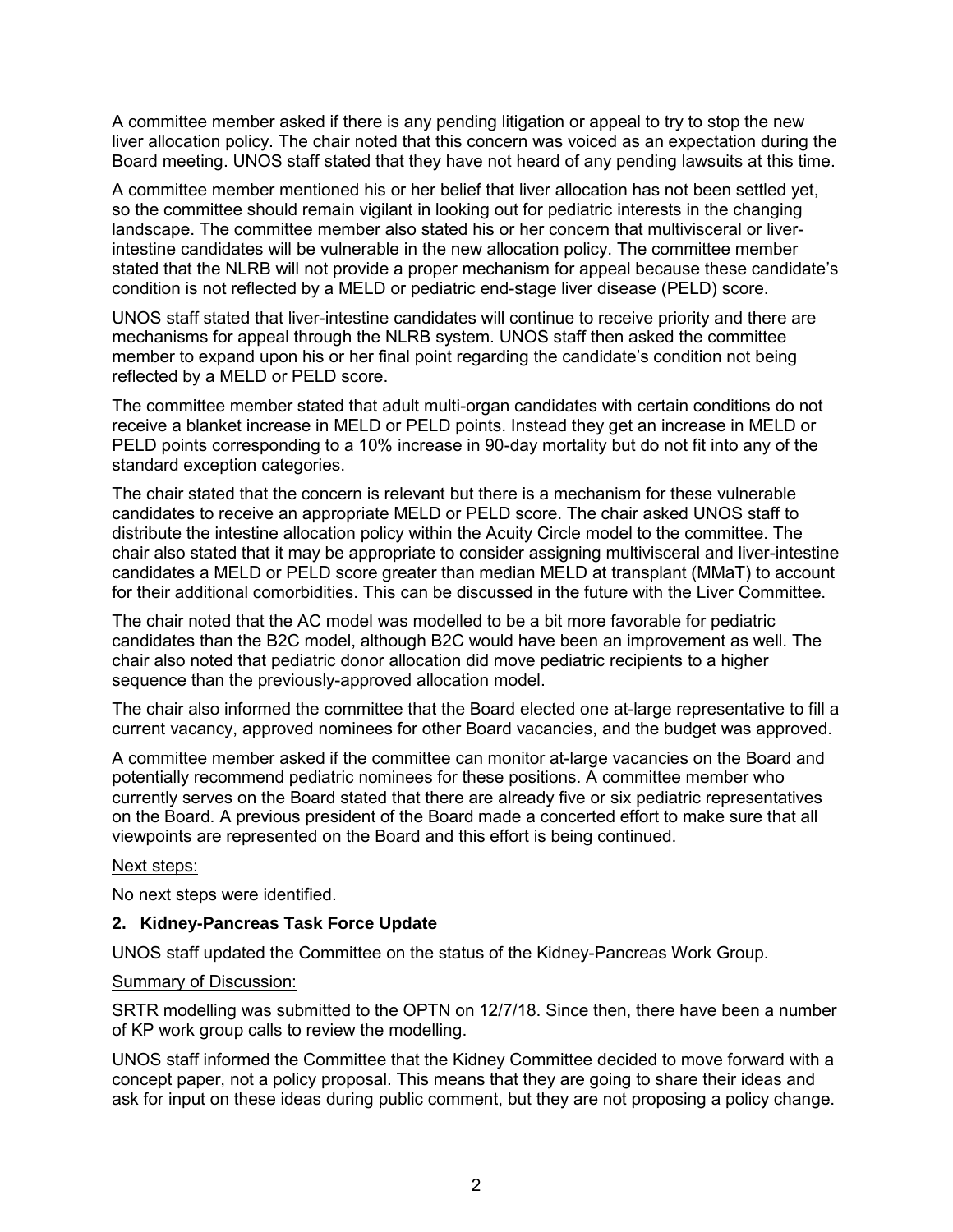A committee member asked if there is any pending litigation or appeal to try to stop the new liver allocation policy. The chair noted that this concern was voiced as an expectation during the Board meeting. UNOS staff stated that they have not heard of any pending lawsuits at this time.

A committee member mentioned his or her belief that liver allocation has not been settled yet, so the committee should remain vigilant in looking out for pediatric interests in the changing landscape. The committee member also stated his or her concern that multivisceral or liver-intestine candidates will be vulnerable in the new allocation policy. The committee member stated that the NLRB will not provide a proper mechanism for appeal because these candidate's condition is not reflected by a MELD or pediatric end-stage liver disease (PELD) score.

UNOS staff stated that liver-intestine candidates will continue to receive priority and there are mechanisms for appeal through the NLRB system. UNOS staff then asked the committee member to expand upon his or her final point regarding the candidate's condition not being reflected by a MELD or PELD score.

The committee member stated that adult multi-organ candidates with certain conditions do not receive a blanket increase in MELD or PELD points. Instead they get an increase in MELD or PELD points corresponding to a 10% increase in 90-day mortality but do not fit into any of the standard exception categories.

The chair stated that the concern is relevant but there is a mechanism for these vulnerable candidates to receive an appropriate MELD or PELD score. The chair asked UNOS staff to distribute the intestine allocation policy within the Acuity Circle model to the committee. The chair also stated that it may be appropriate to consider assigning multivisceral and liver-intestine candidates a MELD or PELD score greater than median MELD at transplant (MMaT) to account for their additional comorbidities. This can be discussed in the future with the Liver Committee.

The chair noted that the AC model was modelled to be a bit more favorable for pediatric candidates than the B2C model, although B2C would have been an improvement as well. The chair also noted that pediatric donor allocation did move pediatric recipients to a higher sequence than the previously-approved allocation model.

The chair also informed the committee that the Board elected one at-large representative to fill a current vacancy, approved nominees for other Board vacancies, and the budget was approved.

A committee member asked if the committee can monitor at-large vacancies on the Board and potentially recommend pediatric nominees for these positions. A committee member who currently serves on the Board stated that there are already five or six pediatric representatives on the Board. A previous president of the Board made a concerted effort to make sure that all viewpoints are represented on the Board and this effort is being continued.

Next steps:

No next steps were identified.

### 2. Kidney-Pancreas Task Force Update

UNOS staff updated the Committee on the status of the Kidney-Pancreas Work Group.

Summary of Discussion:

SRTR modelling was submitted to the OPTN on 12/7/18. Since then, there have been a number of KP work group calls to review the modelling.

UNOS staff informed the Committee that the Kidney Committee decided to move forward with a concept paper, not a policy proposal. This means that they are going to share their ideas and ask for input on these ideas during public comment, but they are not proposing a policy change.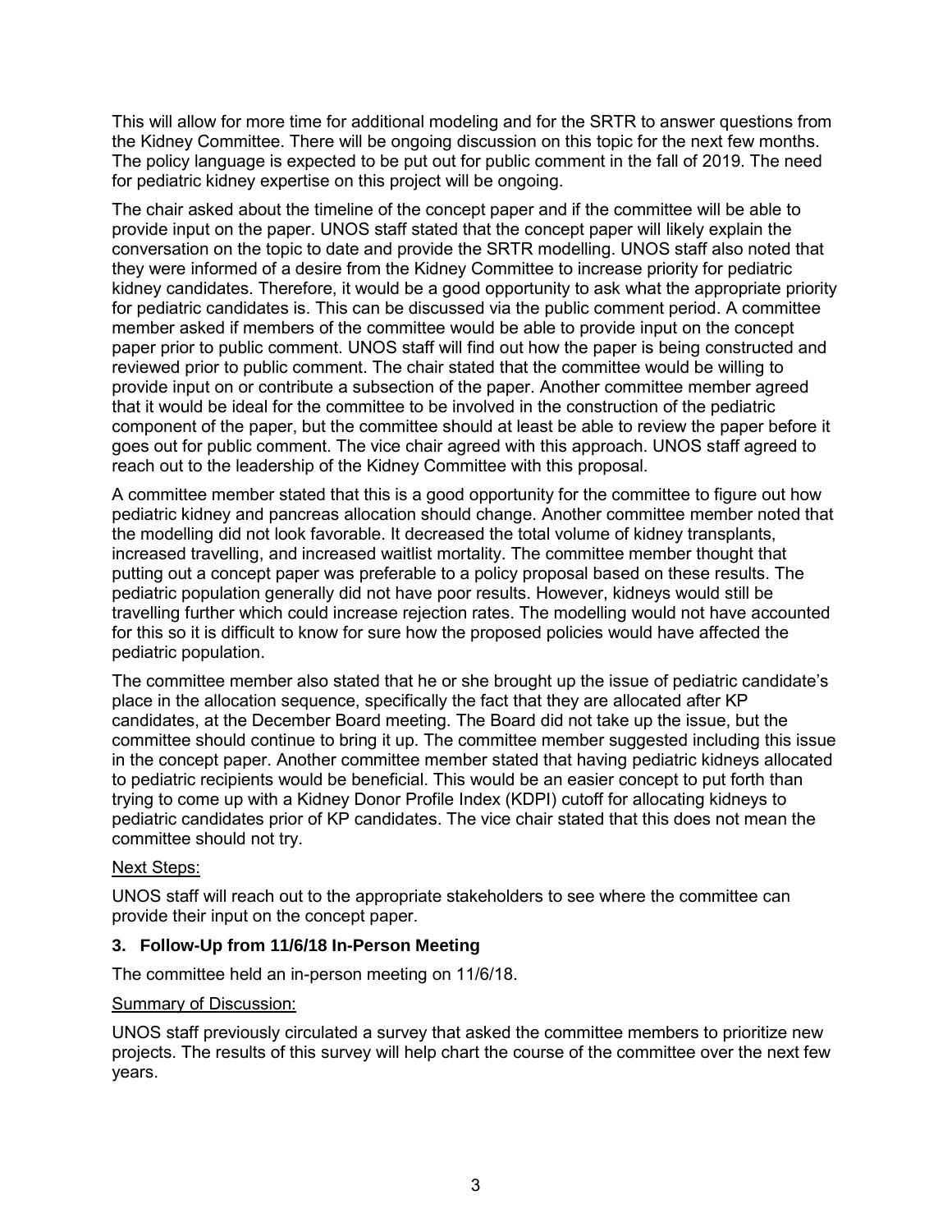This will allow for more time for additional modeling and for the SRTR to answer questions from the Kidney Committee. There will be ongoing discussion on this topic for the next few months. The policy language is expected to be put out for public comment in the fall of 2019. The need for pediatric kidney expertise on this project will be ongoing.

The chair asked about the timeline of the concept paper and if the committee will be able to provide input on the paper. UNOS staff stated that the concept paper will likely explain the conversation on the topic to date and provide the SRTR modelling. UNOS staff also noted that they were informed of a desire from the Kidney Committee to increase priority for pediatric kidney candidates. Therefore, it would be a good opportunity to ask what the appropriate priority for pediatric candidates is. This can be discussed via the public comment period. A committee member asked if members of the committee would be able to provide input on the concept paper prior to public comment. UNOS staff will find out how the paper is being constructed and reviewed prior to public comment. The chair stated that the committee would be willing to provide input on or contribute a subsection of the paper. Another committee member agreed that it would be ideal for the committee to be involved in the construction of the pediatric component of the paper, but the committee should at least be able to review the paper before it goes out for public comment. The vice chair agreed with this approach. UNOS staff agreed to reach out to the leadership of the Kidney Committee with this proposal.

A committee member stated that this is a good opportunity for the committee to figure out how pediatric kidney and pancreas allocation should change. Another committee member noted that the modelling did not look favorable. It decreased the total volume of kidney transplants, increased travelling, and increased waitlist mortality. The committee member thought that putting out a concept paper was preferable to a policy proposal based on these results. The pediatric population generally did not have poor results. However, kidneys would still be travelling further which could increase rejection rates. The modelling would not have accounted for this so it is difficult to know for sure how the proposed policies would have affected the pediatric population.

The committee member also stated that he or she brought up the issue of pediatric candidate's place in the allocation sequence, specifically the fact that they are allocated after KP candidates, at the December Board meeting. The Board did not take up the issue, but the committee should continue to bring it up. The committee member suggested including this issue in the concept paper. Another committee member stated that having pediatric kidneys allocated to pediatric recipients would be beneficial. This would be an easier concept to put forth than trying to come up with a Kidney Donor Profile Index (KDPI) cutoff for allocating kidneys to pediatric candidates prior of KP candidates. The vice chair stated that this does not mean the committee should not try.

Next Steps:

UNOS staff will reach out to the appropriate stakeholders to see where the committee can provide their input on the concept paper.

### 3. Follow-Up from 11/6/18 In-Person Meeting

The committee held an in-person meeting on 11/6/18.

Summary of Discussion:

UNOS staff previously circulated a survey that asked the committee members to prioritize new projects. The results of this survey will help chart the course of the committee over the next few years.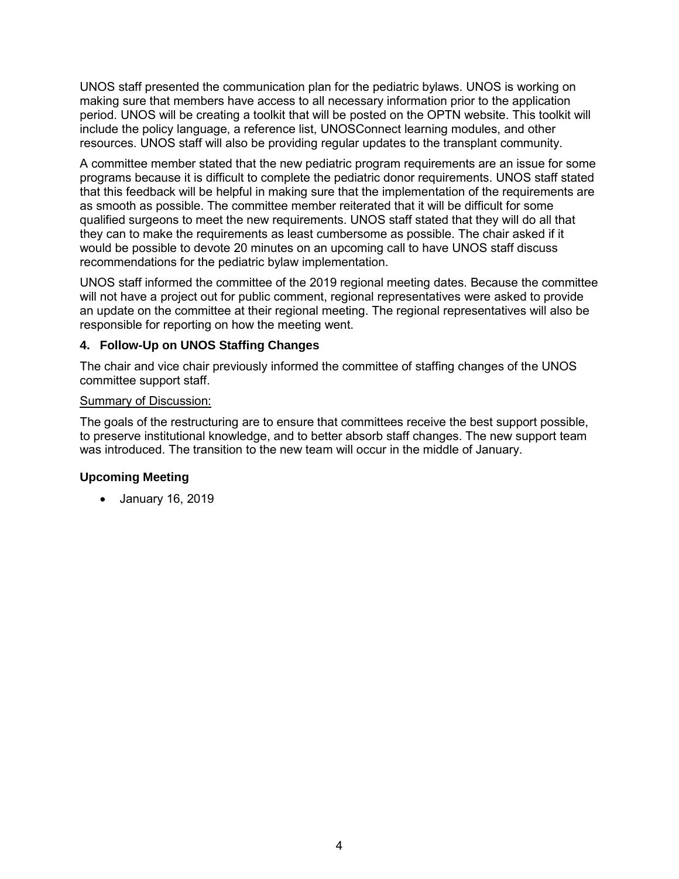UNOS staff presented the communication plan for the pediatric bylaws. UNOS is working on making sure that members have access to all necessary information prior to the application period. UNOS will be creating a toolkit that will be posted on the OPTN website. This toolkit will include the policy language, a reference list, UNOSConnect learning modules, and other resources. UNOS staff will also be providing regular updates to the transplant community.

A committee member stated that the new pediatric program requirements are an issue for some programs because it is difficult to complete the pediatric donor requirements. UNOS staff stated that this feedback will be helpful in making sure that the implementation of the requirements are as smooth as possible. The committee member reiterated that it will be difficult for some qualified surgeons to meet the new requirements. UNOS staff stated that they will do all that they can to make the requirements as least cumbersome as possible. The chair asked if it would be possible to devote 20 minutes on an upcoming call to have UNOS staff discuss recommendations for the pediatric bylaw implementation.

UNOS staff informed the committee of the 2019 regional meeting dates. Because the committee will not have a project out for public comment, regional representatives were asked to provide an update on the committee at their regional meeting. The regional representatives will also be responsible for reporting on how the meeting went.

### 4. Follow-Up on UNOS Staffing Changes

The chair and vice chair previously informed the committee of staffing changes of the UNOS committee support staff.

Summary of Discussion:

The goals of the restructuring are to ensure that committees receive the best support possible, to preserve institutional knowledge, and to better absorb staff changes. The new support team was introduced. The transition to the new team will occur in the middle of January.

### Upcoming Meeting

- January 16, 2019